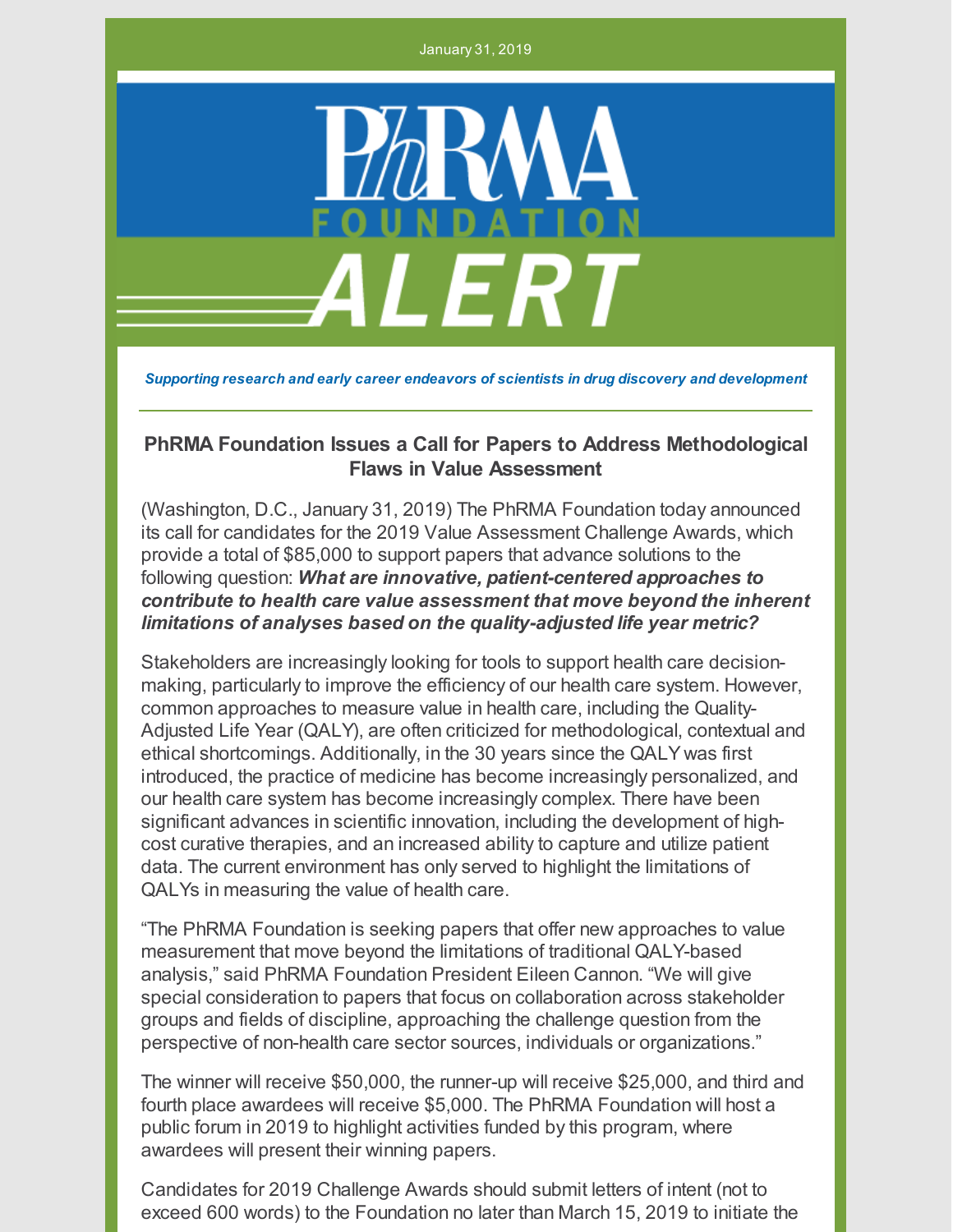January 31, 2019

PhRMA FOUNDATION ALERT

*Supporting research and early career endeavors of scientists in drug discovery and development*

## PhRMA Foundation Issues a Call for Papers to Address Methodological Flaws in Value Assessment

(Washington, D.C., January 31, 2019) The PhRMA Foundation today announced its call for candidates for the 2019 Value Assessment Challenge Awards, which provide a total of $85,000 to support papers that advance solutions to the following question: ***What are innovative, patient-centered approaches to contribute to health care value assessment that move beyond the inherent limitations of analyses based on the quality-adjusted life year metric?***

Stakeholders are increasingly looking for tools to support health care decision-making, particularly to improve the efficiency of our health care system. However, common approaches to measure value in health care, including the Quality-Adjusted Life Year (QALY), are often criticized for methodological, contextual and ethical shortcomings. Additionally, in the 30 years since the QALY was first introduced, the practice of medicine has become increasingly personalized, and our health care system has become increasingly complex. There have been significant advances in scientific innovation, including the development of high-cost curative therapies, and an increased ability to capture and utilize patient data. The current environment has only served to highlight the limitations of QALYs in measuring the value of health care.

"The PhRMA Foundation is seeking papers that offer new approaches to value measurement that move beyond the limitations of traditional QALY-based analysis," said PhRMA Foundation President Eileen Cannon. "We will give special consideration to papers that focus on collaboration across stakeholder groups and fields of discipline, approaching the challenge question from the perspective of non-health care sector sources, individuals or organizations."

The winner will receive $50,000, the runner-up will receive $25,000, and third and fourth place awardees will receive $5,000. The PhRMA Foundation will host a public forum in 2019 to highlight activities funded by this program, where awardees will present their winning papers.

Candidates for 2019 Challenge Awards should submit letters of intent (not to exceed 600 words) to the Foundation no later than March 15, 2019 to initiate the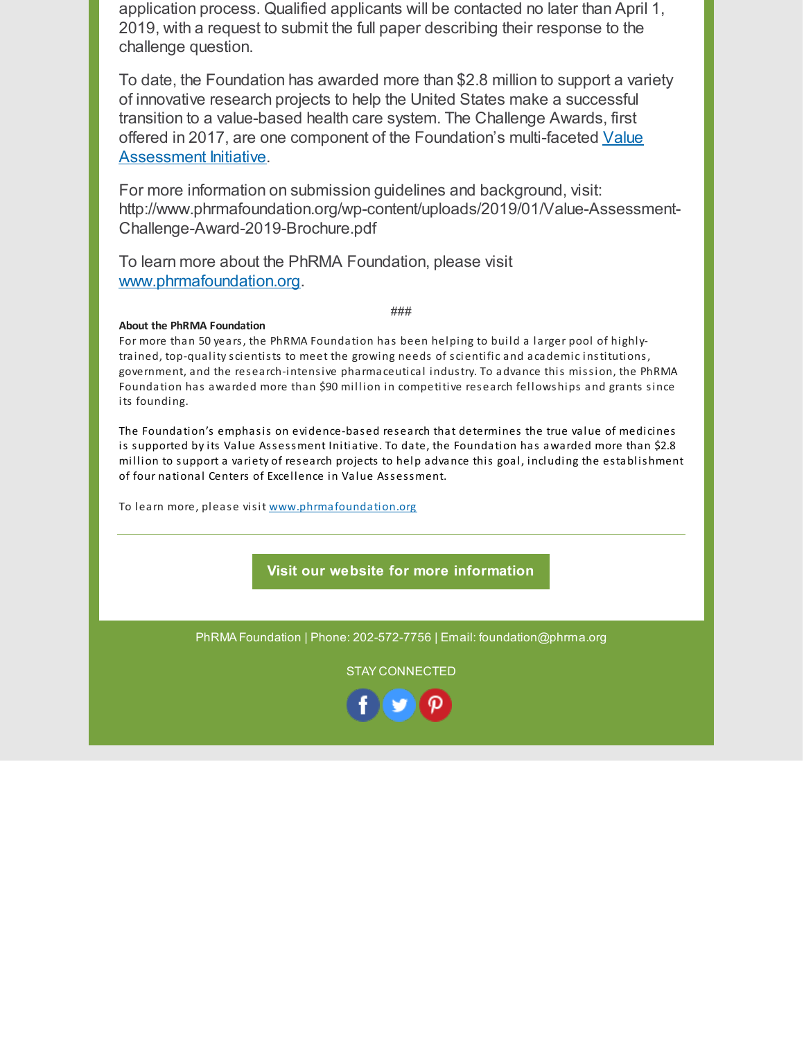application process. Qualified applicants will be contacted no later than April 1, 2019, with a request to submit the full paper describing their response to the challenge question.

To date, the Foundation has awarded more than $2.8 million to support a variety of innovative research projects to help the United States make a successful transition to a value-based health care system. The Challenge Awards, first offered in 2017, are one component of the Foundation's multi-faceted [Value Assessment Initiative](#).

For more information on submission guidelines and background, visit: http://www.phrmafoundation.org/wp-content/uploads/2019/01/Value-Assessment-Challenge-Award-2019-Brochure.pdf

To learn more about the PhRMA Foundation, please visit [www.phrmafoundation.org](http://www.phrmafoundation.org).

###

**About the PhRMA Foundation**
For more than 50 years, the PhRMA Foundation has been helping to build a larger pool of highly-trained, top-quality scientists to meet the growing needs of scientific and academic institutions, government, and the research-intensive pharmaceutical industry. To advance this mission, the PhRMA Foundation has awarded more than $90 million in competitive research fellowships and grants since its founding.

The Foundation's emphasis on evidence-based research that determines the true value of medicines is supported by its Value Assessment Initiative. To date, the Foundation has awarded more than $2.8 million to support a variety of research projects to help advance this goal, including the establishment of four national Centers of Excellence in Value Assessment.

To learn more, please visit [www.phrmafoundation.org](http://www.phrmafoundation.org)

---

**Visit our website for more information**

PhRMA Foundation | Phone: 202-572-7756 | Email: foundation@phrma.org

STAY CONNECTED